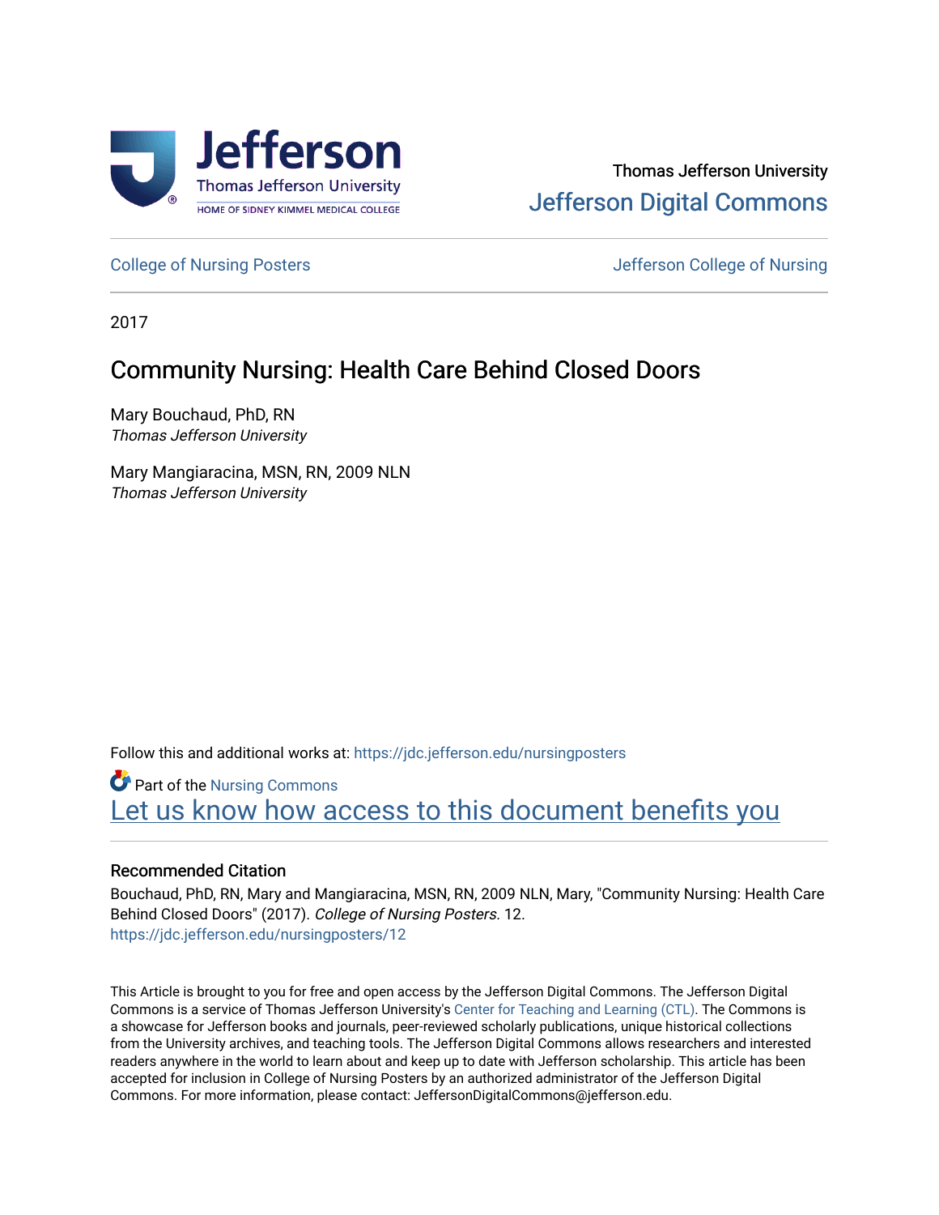Thomas Jefferson University
Jefferson Digital Commons

College of Nursing Posters | Jefferson College of Nursing

2017

# Community Nursing: Health Care Behind Closed Doors

Mary Bouchaud, PhD, RN
*Thomas Jefferson University*

Mary Mangiaracina, MSN, RN, 2009 NLN
*Thomas Jefferson University*

Follow this and additional works at: https://jdc.jefferson.edu/nursingposters

Part of the Nursing Commons

Let us know how access to this document benefits you

## Recommended Citation

Bouchaud, PhD, RN, Mary and Mangiaracina, MSN, RN, 2009 NLN, Mary, "Community Nursing: Health Care Behind Closed Doors" (2017). *College of Nursing Posters.* 12.
https://jdc.jefferson.edu/nursingposters/12

This Article is brought to you for free and open access by the Jefferson Digital Commons. The Jefferson Digital Commons is a service of Thomas Jefferson University's Center for Teaching and Learning (CTL). The Commons is a showcase for Jefferson books and journals, peer-reviewed scholarly publications, unique historical collections from the University archives, and teaching tools. The Jefferson Digital Commons allows researchers and interested readers anywhere in the world to learn about and keep up to date with Jefferson scholarship. This article has been accepted for inclusion in College of Nursing Posters by an authorized administrator of the Jefferson Digital Commons. For more information, please contact: JeffersonDigitalCommons@jefferson.edu.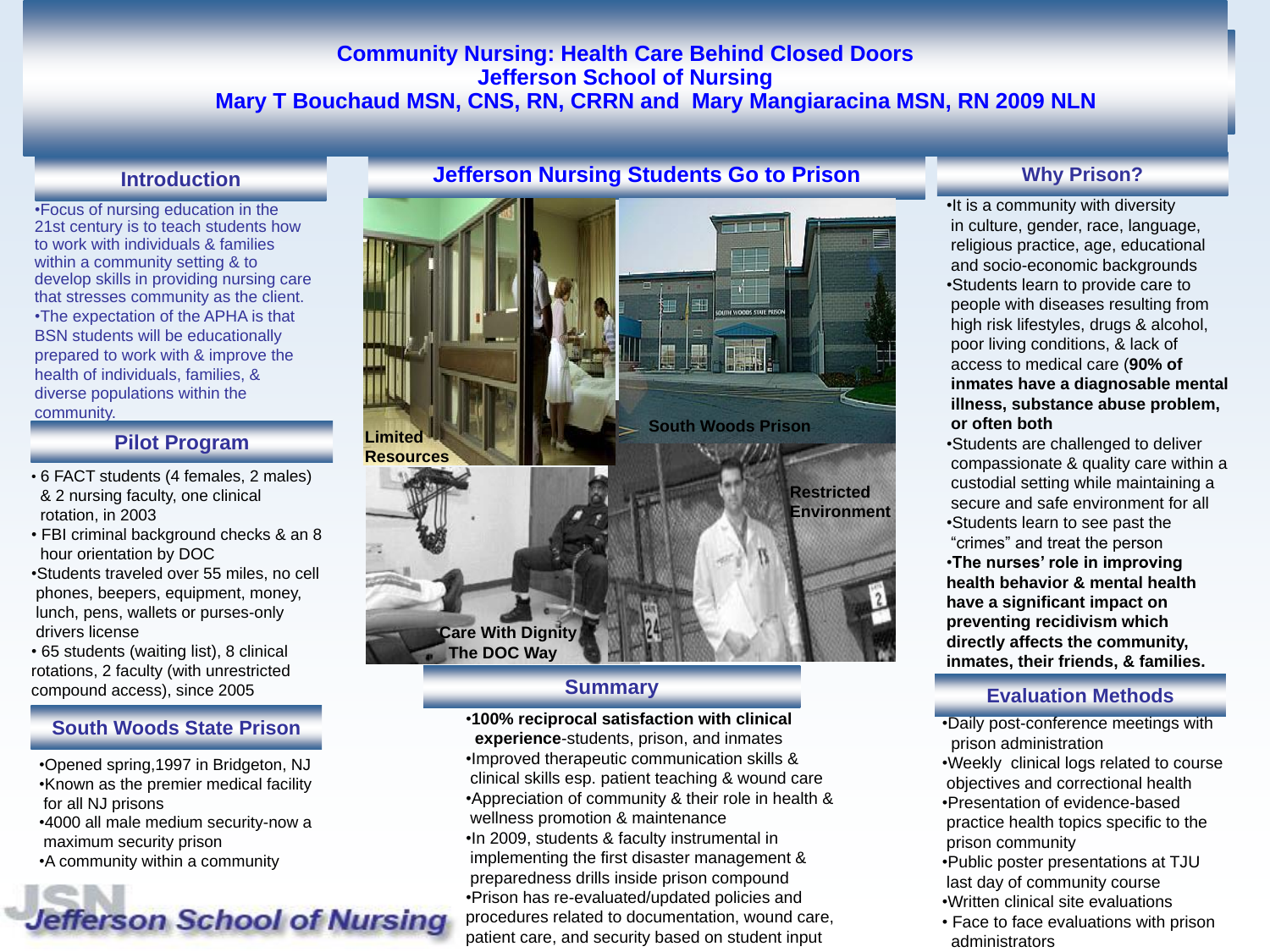# Community Nursing: Health Care Behind Closed Doors

**Jefferson School of Nursing**

**Mary T Bouchaud MSN, CNS, RN, CRRN and Mary Mangiaracina MSN, RN 2009 NLN**

## Introduction

- Focus of nursing education in the 21st century is to teach students how to work with individuals & families within a community setting & to develop skills in providing nursing care that stresses community as the client.
- The expectation of the APHA is that BSN students will be educationally prepared to work with & improve the health of individuals, families, & diverse populations within the community.

## Pilot Program

- 6 FACT students (4 females, 2 males) & 2 nursing faculty, one clinical rotation, in 2003
- FBI criminal background checks & an 8 hour orientation by DOC
- Students traveled over 55 miles, no cell phones, beepers, equipment, money, lunch, pens, wallets or purses-only drivers license
- 65 students (waiting list), 8 clinical rotations, 2 faculty (with unrestricted compound access), since 2005

## South Woods State Prison

- Opened spring,1997 in Bridgeton, NJ
- Known as the premier medical facility for all NJ prisons
- 4000 all male medium security-now a maximum security prison
- A community within a community

## Jefferson Nursing Students Go to Prison

Limited Resources

South Woods Prison

Restricted Environment

Care With Dignity The DOC Way

## Summary

- **100% reciprocal satisfaction with clinical experience**-students, prison, and inmates
- Improved therapeutic communication skills & clinical skills esp. patient teaching & wound care
- Appreciation of community & their role in health & wellness promotion & maintenance
- In 2009, students & faculty instrumental in implementing the first disaster management & preparedness drills inside prison compound
- Prison has re-evaluated/updated policies and procedures related to documentation, wound care, patient care, and security based on student input

## Why Prison?

- It is a community with diversity in culture, gender, race, language, religious practice, age, educational and socio-economic backgrounds
- Students learn to provide care to people with diseases resulting from high risk lifestyles, drugs & alcohol, poor living conditions, & lack of access to medical care (**90% of inmates have a diagnosable mental illness, substance abuse problem, or often both**
- Students are challenged to deliver compassionate & quality care within a custodial setting while maintaining a secure and safe environment for all
- Students learn to see past the "crimes" and treat the person
- **The nurses' role in improving health behavior & mental health have a significant impact on preventing recidivism which directly affects the community, inmates, their friends, & families.**

## Evaluation Methods

- Daily post-conference meetings with prison administration
- Weekly clinical logs related to course objectives and correctional health
- Presentation of evidence-based practice health topics specific to the prison community
- Public poster presentations at TJU last day of community course
- Written clinical site evaluations
- Face to face evaluations with prison administrators

Jefferson School of Nursing